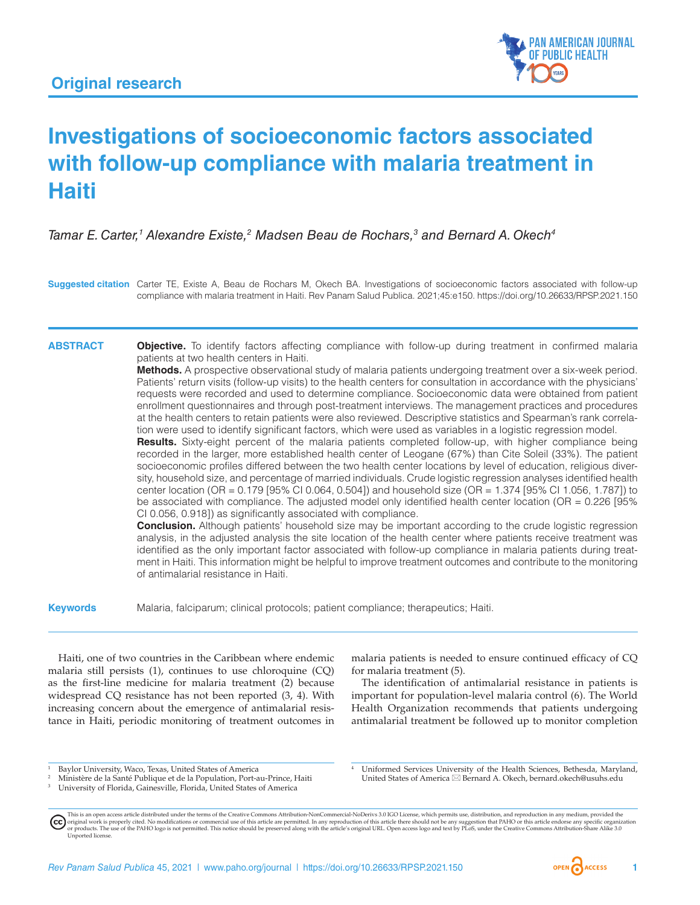Original research

# Investigations of socioeconomic factors associated with follow-up compliance with malaria treatment in Haiti

*Tamar E. Carter,[1] Alexandre Existe,[2] Madsen Beau de Rochars,[3] and Bernard A. Okech[4]*

**Suggested citation** Carter TE, Existe A, Beau de Rochars M, Okech BA. Investigations of socioeconomic factors associated with follow-up compliance with malaria treatment in Haiti. Rev Panam Salud Publica. 2021;45:e150. https://doi.org/10.26633/RPSP.2021.150

## ABSTRACT

**Objective.** To identify factors affecting compliance with follow-up during treatment in confirmed malaria patients at two health centers in Haiti.

**Methods.** A prospective observational study of malaria patients undergoing treatment over a six-week period. Patients' return visits (follow-up visits) to the health centers for consultation in accordance with the physicians' requests were recorded and used to determine compliance. Socioeconomic data were obtained from patient enrollment questionnaires and through post-treatment interviews. The management practices and procedures at the health centers to retain patients were also reviewed. Descriptive statistics and Spearman's rank correlation were used to identify significant factors, which were used as variables in a logistic regression model.

**Results.** Sixty-eight percent of the malaria patients completed follow-up, with higher compliance being recorded in the larger, more established health center of Leogane (67%) than Cite Soleil (33%). The patient socioeconomic profiles differed between the two health center locations by level of education, religious diversity, household size, and percentage of married individuals. Crude logistic regression analyses identified health center location (OR = 0.179 [95% CI 0.064, 0.504]) and household size (OR = 1.374 [95% CI 1.056, 1.787]) to be associated with compliance. The adjusted model only identified health center location (OR = 0.226 [95% CI 0.056, 0.918]) as significantly associated with compliance.

**Conclusion.** Although patients' household size may be important according to the crude logistic regression analysis, in the adjusted analysis the site location of the health center where patients receive treatment was identified as the only important factor associated with follow-up compliance in malaria patients during treatment in Haiti. This information might be helpful to improve treatment outcomes and contribute to the monitoring of antimalarial resistance in Haiti.

**Keywords** Malaria, falciparum; clinical protocols; patient compliance; therapeutics; Haiti.

Haiti, one of two countries in the Caribbean where endemic malaria still persists (1), continues to use chloroquine (CQ) as the first-line medicine for malaria treatment (2) because widespread CQ resistance has not been reported (3, 4). With increasing concern about the emergence of antimalarial resistance in Haiti, periodic monitoring of treatment outcomes in malaria patients is needed to ensure continued efficacy of CQ for malaria treatment (5).

The identification of antimalarial resistance in patients is important for population-level malaria control (6). The World Health Organization recommends that patients undergoing antimalarial treatment be followed up to monitor completion

[1] Baylor University, Waco, Texas, United States of America
[2] Ministère de la Santé Publique et de la Population, Port-au-Prince, Haiti
[3] University of Florida, Gainesville, Florida, United States of America
[4] Uniformed Services University of the Health Sciences, Bethesda, Maryland, United States of America ✉ Bernard A. Okech, bernard.okech@usuhs.edu

This is an open access article distributed under the terms of the Creative Commons Attribution-NonCommercial-NoDerivs 3.0 IGO License, which permits use, distribution, and reproduction in any medium, provided the original work is properly cited. No modifications or commercial use of this article are permitted. In any reproduction of this article there should not be any suggestion that PAHO or this article endorse any specific organization or products. The use of the PAHO logo is not permitted. This notice should be preserved along with the article's original URL. Open access logo and text by PLoS, under the Creative Commons Attribution-Share Alike 3.0 Unported license.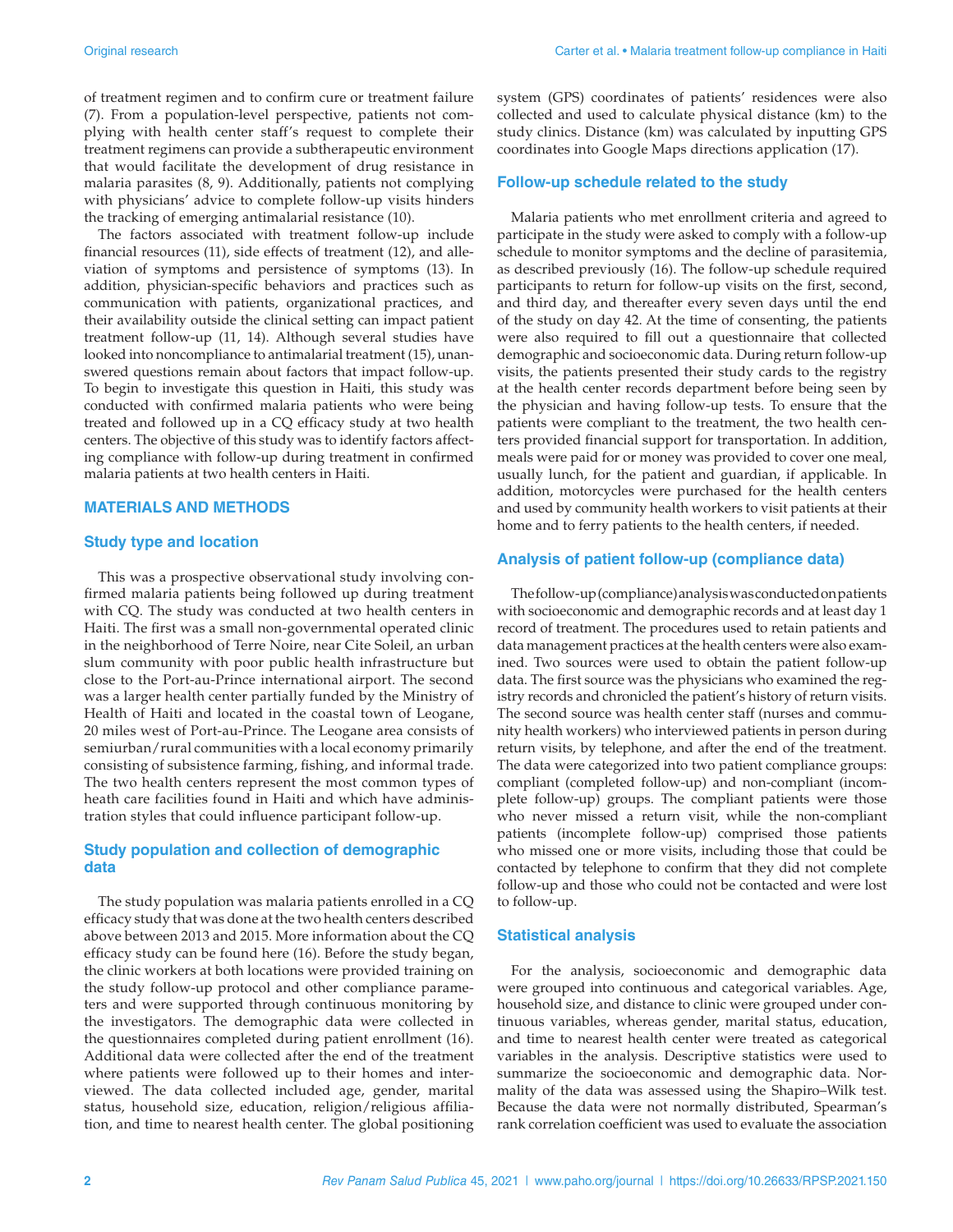of treatment regimen and to confirm cure or treatment failure (7). From a population-level perspective, patients not complying with health center staff's request to complete their treatment regimens can provide a subtherapeutic environment that would facilitate the development of drug resistance in malaria parasites (8, 9). Additionally, patients not complying with physicians' advice to complete follow-up visits hinders the tracking of emerging antimalarial resistance (10).

The factors associated with treatment follow-up include financial resources (11), side effects of treatment (12), and alleviation of symptoms and persistence of symptoms (13). In addition, physician-specific behaviors and practices such as communication with patients, organizational practices, and their availability outside the clinical setting can impact patient treatment follow-up (11, 14). Although several studies have looked into noncompliance to antimalarial treatment (15), unanswered questions remain about factors that impact follow-up. To begin to investigate this question in Haiti, this study was conducted with confirmed malaria patients who were being treated and followed up in a CQ efficacy study at two health centers. The objective of this study was to identify factors affecting compliance with follow-up during treatment in confirmed malaria patients at two health centers in Haiti.

## MATERIALS AND METHODS

### Study type and location

This was a prospective observational study involving confirmed malaria patients being followed up during treatment with CQ. The study was conducted at two health centers in Haiti. The first was a small non-governmental operated clinic in the neighborhood of Terre Noire, near Cite Soleil, an urban slum community with poor public health infrastructure but close to the Port-au-Prince international airport. The second was a larger health center partially funded by the Ministry of Health of Haiti and located in the coastal town of Leogane, 20 miles west of Port-au-Prince. The Leogane area consists of semiurban/rural communities with a local economy primarily consisting of subsistence farming, fishing, and informal trade. The two health centers represent the most common types of heath care facilities found in Haiti and which have administration styles that could influence participant follow-up.

### Study population and collection of demographic data

The study population was malaria patients enrolled in a CQ efficacy study that was done at the two health centers described above between 2013 and 2015. More information about the CQ efficacy study can be found here (16). Before the study began, the clinic workers at both locations were provided training on the study follow-up protocol and other compliance parameters and were supported through continuous monitoring by the investigators. The demographic data were collected in the questionnaires completed during patient enrollment (16). Additional data were collected after the end of the treatment where patients were followed up to their homes and interviewed. The data collected included age, gender, marital status, household size, education, religion/religious affiliation, and time to nearest health center. The global positioning system (GPS) coordinates of patients' residences were also collected and used to calculate physical distance (km) to the study clinics. Distance (km) was calculated by inputting GPS coordinates into Google Maps directions application (17).

### Follow-up schedule related to the study

Malaria patients who met enrollment criteria and agreed to participate in the study were asked to comply with a follow-up schedule to monitor symptoms and the decline of parasitemia, as described previously (16). The follow-up schedule required participants to return for follow-up visits on the first, second, and third day, and thereafter every seven days until the end of the study on day 42. At the time of consenting, the patients were also required to fill out a questionnaire that collected demographic and socioeconomic data. During return follow-up visits, the patients presented their study cards to the registry at the health center records department before being seen by the physician and having follow-up tests. To ensure that the patients were compliant to the treatment, the two health centers provided financial support for transportation. In addition, meals were paid for or money was provided to cover one meal, usually lunch, for the patient and guardian, if applicable. In addition, motorcycles were purchased for the health centers and used by community health workers to visit patients at their home and to ferry patients to the health centers, if needed.

### Analysis of patient follow-up (compliance data)

The follow-up (compliance) analysis was conducted on patients with socioeconomic and demographic records and at least day 1 record of treatment. The procedures used to retain patients and data management practices at the health centers were also examined. Two sources were used to obtain the patient follow-up data. The first source was the physicians who examined the registry records and chronicled the patient's history of return visits. The second source was health center staff (nurses and community health workers) who interviewed patients in person during return visits, by telephone, and after the end of the treatment. The data were categorized into two patient compliance groups: compliant (completed follow-up) and non-compliant (incomplete follow-up) groups. The compliant patients were those who never missed a return visit, while the non-compliant patients (incomplete follow-up) comprised those patients who missed one or more visits, including those that could be contacted by telephone to confirm that they did not complete follow-up and those who could not be contacted and were lost to follow-up.

### Statistical analysis

For the analysis, socioeconomic and demographic data were grouped into continuous and categorical variables. Age, household size, and distance to clinic were grouped under continuous variables, whereas gender, marital status, education, and time to nearest health center were treated as categorical variables in the analysis. Descriptive statistics were used to summarize the socioeconomic and demographic data. Normality of the data was assessed using the Shapiro–Wilk test. Because the data were not normally distributed, Spearman's rank correlation coefficient was used to evaluate the association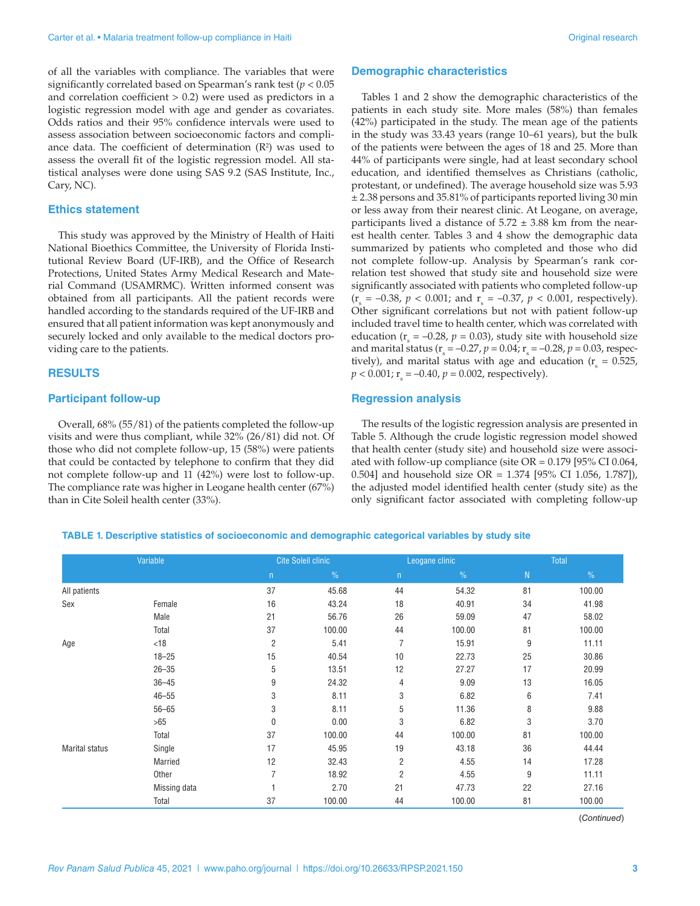of all the variables with compliance. The variables that were significantly correlated based on Spearman's rank test ($p < 0.05$ and correlation coefficient > 0.2) were used as predictors in a logistic regression model with age and gender as covariates. Odds ratios and their 95% confidence intervals were used to assess association between socioeconomic factors and compliance data. The coefficient of determination ($R^2$) was used to assess the overall fit of the logistic regression model. All statistical analyses were done using SAS 9.2 (SAS Institute, Inc., Cary, NC).

## Ethics statement

This study was approved by the Ministry of Health of Haiti National Bioethics Committee, the University of Florida Institutional Review Board (UF-IRB), and the Office of Research Protections, United States Army Medical Research and Material Command (USAMRMC). Written informed consent was obtained from all participants. All the patient records were handled according to the standards required of the UF-IRB and ensured that all patient information was kept anonymously and securely locked and only available to the medical doctors providing care to the patients.

# RESULTS

## Participant follow-up

Overall, 68% (55/81) of the patients completed the follow-up visits and were thus compliant, while 32% (26/81) did not. Of those who did not complete follow-up, 15 (58%) were patients that could be contacted by telephone to confirm that they did not complete follow-up and 11 (42%) were lost to follow-up. The compliance rate was higher in Leogane health center (67%) than in Cite Soleil health center (33%).

## Demographic characteristics

Tables 1 and 2 show the demographic characteristics of the patients in each study site. More males (58%) than females (42%) participated in the study. The mean age of the patients in the study was 33.43 years (range 10–61 years), but the bulk of the patients were between the ages of 18 and 25. More than 44% of participants were single, had at least secondary school education, and identified themselves as Christians (catholic, protestant, or undefined). The average household size was 5.93 ± 2.38 persons and 35.81% of participants reported living 30 min or less away from their nearest clinic. At Leogane, on average, participants lived a distance of 5.72 ± 3.88 km from the nearest health center. Tables 3 and 4 show the demographic data summarized by patients who completed and those who did not complete follow-up. Analysis by Spearman's rank correlation test showed that study site and household size were significantly associated with patients who completed follow-up ($r_s = -0.38$, $p < 0.001$; and $r_s = -0.37$, $p < 0.001$, respectively). Other significant correlations but not with patient follow-up included travel time to health center, which was correlated with education ($r_s = -0.28$, $p = 0.03$), study site with household size and marital status ($r_s = -0.27$, $p = 0.04$; $r_s = -0.28$, $p = 0.03$, respectively), and marital status with age and education ($r_s = 0.525$, $p < 0.001$; $r_s = -0.40$, $p = 0.002$, respectively).

## Regression analysis

The results of the logistic regression analysis are presented in Table 5. Although the crude logistic regression model showed that health center (study site) and household size were associated with follow-up compliance (site OR = 0.179 [95% CI 0.064, 0.504] and household size OR = 1.374 [95% CI 1.056, 1.787]), the adjusted model identified health center (study site) as the only significant factor associated with completing follow-up

**TABLE 1. Descriptive statistics of socioeconomic and demographic categorical variables by study site**

| Variable | | Cite Soleil clinic | | Leogane clinic | | Total | |
|---|---|---|---|---|---|---|---|
| | | n | % | n | % | N | % |
| All patients | | 37 | 45.68 | 44 | 54.32 | 81 | 100.00 |
| Sex | Female | 16 | 43.24 | 18 | 40.91 | 34 | 41.98 |
| | Male | 21 | 56.76 | 26 | 59.09 | 47 | 58.02 |
| | Total | 37 | 100.00 | 44 | 100.00 | 81 | 100.00 |
| Age | <18 | 2 | 5.41 | 7 | 15.91 | 9 | 11.11 |
| | 18–25 | 15 | 40.54 | 10 | 22.73 | 25 | 30.86 |
| | 26–35 | 5 | 13.51 | 12 | 27.27 | 17 | 20.99 |
| | 36–45 | 9 | 24.32 | 4 | 9.09 | 13 | 16.05 |
| | 46–55 | 3 | 8.11 | 3 | 6.82 | 6 | 7.41 |
| | 56–65 | 3 | 8.11 | 5 | 11.36 | 8 | 9.88 |
| | >65 | 0 | 0.00 | 3 | 6.82 | 3 | 3.70 |
| | Total | 37 | 100.00 | 44 | 100.00 | 81 | 100.00 |
| Marital status | Single | 17 | 45.95 | 19 | 43.18 | 36 | 44.44 |
| | Married | 12 | 32.43 | 2 | 4.55 | 14 | 17.28 |
| | Other | 7 | 18.92 | 2 | 4.55 | 9 | 11.11 |
| | Missing data | 1 | 2.70 | 21 | 47.73 | 22 | 27.16 |
| | Total | 37 | 100.00 | 44 | 100.00 | 81 | 100.00 |

(*Continued*)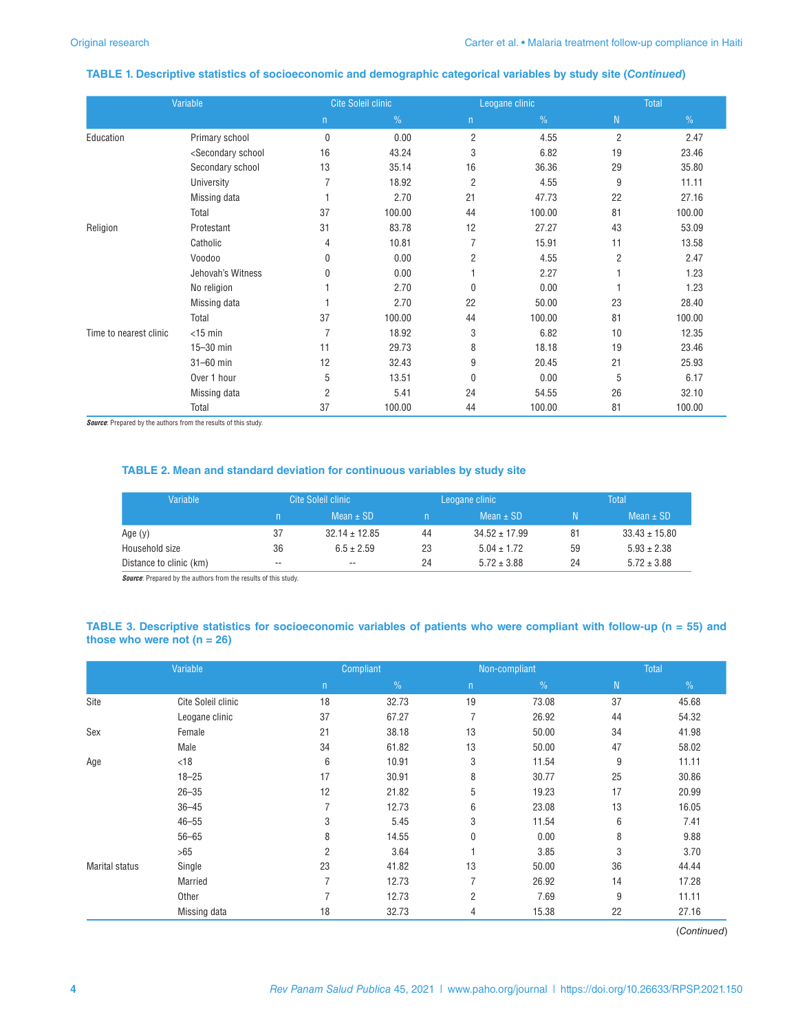**TABLE 1. Descriptive statistics of socioeconomic and demographic categorical variables by study site (*Continued*)**

| Variable | | Cite Soleil clinic | | Leogane clinic | | Total | |
|---|---|---|---|---|---|---|---|
| | | n | % | n | % | N | % |
| Education | Primary school | 0 | 0.00 | 2 | 4.55 | 2 | 2.47 |
| | <Secondary school | 16 | 43.24 | 3 | 6.82 | 19 | 23.46 |
| | Secondary school | 13 | 35.14 | 16 | 36.36 | 29 | 35.80 |
| | University | 7 | 18.92 | 2 | 4.55 | 9 | 11.11 |
| | Missing data | 1 | 2.70 | 21 | 47.73 | 22 | 27.16 |
| | Total | 37 | 100.00 | 44 | 100.00 | 81 | 100.00 |
| Religion | Protestant | 31 | 83.78 | 12 | 27.27 | 43 | 53.09 |
| | Catholic | 4 | 10.81 | 7 | 15.91 | 11 | 13.58 |
| | Voodoo | 0 | 0.00 | 2 | 4.55 | 2 | 2.47 |
| | Jehovah's Witness | 0 | 0.00 | 1 | 2.27 | 1 | 1.23 |
| | No religion | 1 | 2.70 | 0 | 0.00 | 1 | 1.23 |
| | Missing data | 1 | 2.70 | 22 | 50.00 | 23 | 28.40 |
| | Total | 37 | 100.00 | 44 | 100.00 | 81 | 100.00 |
| Time to nearest clinic | <15 min | 7 | 18.92 | 3 | 6.82 | 10 | 12.35 |
| | 15–30 min | 11 | 29.73 | 8 | 18.18 | 19 | 23.46 |
| | 31–60 min | 12 | 32.43 | 9 | 20.45 | 21 | 25.93 |
| | Over 1 hour | 5 | 13.51 | 0 | 0.00 | 5 | 6.17 |
| | Missing data | 2 | 5.41 | 24 | 54.55 | 26 | 32.10 |
| | Total | 37 | 100.00 | 44 | 100.00 | 81 | 100.00 |

***Source***: Prepared by the authors from the results of this study.

**TABLE 2. Mean and standard deviation for continuous variables by study site**

| Variable | Cite Soleil clinic | | Leogane clinic | | Total | |
|---|---|---|---|---|---|---|
| | n | Mean ± SD | n | Mean ± SD | N | Mean ± SD |
| Age (y) | 37 | 32.14 ± 12.85 | 44 | 34.52 ± 17.99 | 81 | 33.43 ± 15.80 |
| Household size | 36 | 6.5 ± 2.59 | 23 | 5.04 ± 1.72 | 59 | 5.93 ± 2.38 |
| Distance to clinic (km) | -- | -- | 24 | 5.72 ± 3.88 | 24 | 5.72 ± 3.88 |

***Source***: Prepared by the authors from the results of this study.

**TABLE 3. Descriptive statistics for socioeconomic variables of patients who were compliant with follow-up (n = 55) and those who were not (n = 26)**

| Variable | | Compliant | | Non-compliant | | Total | |
|---|---|---|---|---|---|---|---|
| | | n | % | n | % | N | % |
| Site | Cite Soleil clinic | 18 | 32.73 | 19 | 73.08 | 37 | 45.68 |
| | Leogane clinic | 37 | 67.27 | 7 | 26.92 | 44 | 54.32 |
| Sex | Female | 21 | 38.18 | 13 | 50.00 | 34 | 41.98 |
| | Male | 34 | 61.82 | 13 | 50.00 | 47 | 58.02 |
| Age | <18 | 6 | 10.91 | 3 | 11.54 | 9 | 11.11 |
| | 18–25 | 17 | 30.91 | 8 | 30.77 | 25 | 30.86 |
| | 26–35 | 12 | 21.82 | 5 | 19.23 | 17 | 20.99 |
| | 36–45 | 7 | 12.73 | 6 | 23.08 | 13 | 16.05 |
| | 46–55 | 3 | 5.45 | 3 | 11.54 | 6 | 7.41 |
| | 56–65 | 8 | 14.55 | 0 | 0.00 | 8 | 9.88 |
| | >65 | 2 | 3.64 | 1 | 3.85 | 3 | 3.70 |
| Marital status | Single | 23 | 41.82 | 13 | 50.00 | 36 | 44.44 |
| | Married | 7 | 12.73 | 7 | 26.92 | 14 | 17.28 |
| | Other | 7 | 12.73 | 2 | 7.69 | 9 | 11.11 |
| | Missing data | 18 | 32.73 | 4 | 15.38 | 22 | 27.16 |

(*Continued*)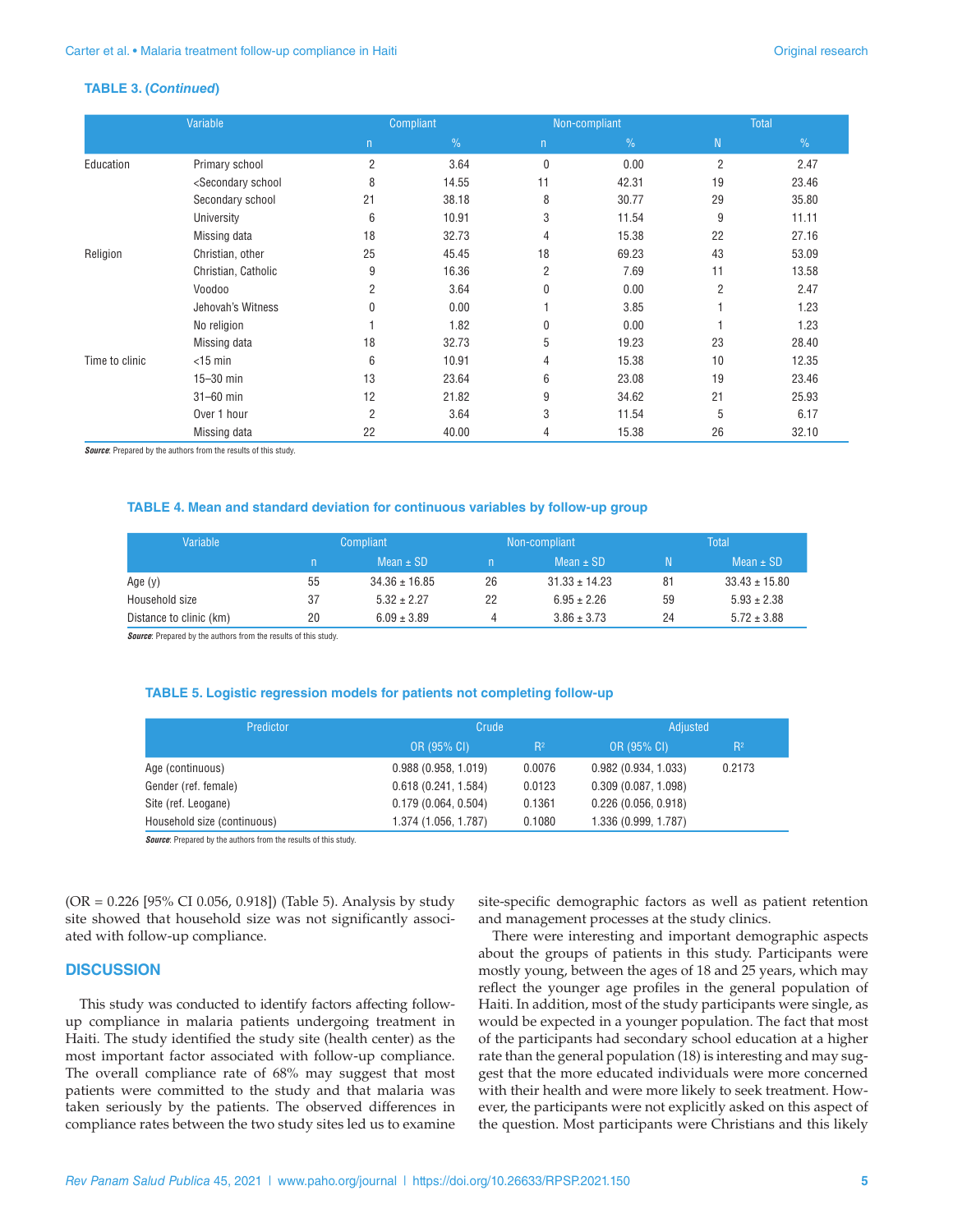**TABLE 3. (*Continued*)**

| Variable | | Compliant | | Non-compliant | | Total | |
|---|---|---|---|---|---|---|---|
| | | n | % | n | % | N | % |
| Education | Primary school | 2 | 3.64 | 0 | 0.00 | 2 | 2.47 |
| | <Secondary school | 8 | 14.55 | 11 | 42.31 | 19 | 23.46 |
| | Secondary school | 21 | 38.18 | 8 | 30.77 | 29 | 35.80 |
| | University | 6 | 10.91 | 3 | 11.54 | 9 | 11.11 |
| | Missing data | 18 | 32.73 | 4 | 15.38 | 22 | 27.16 |
| Religion | Christian, other | 25 | 45.45 | 18 | 69.23 | 43 | 53.09 |
| | Christian, Catholic | 9 | 16.36 | 2 | 7.69 | 11 | 13.58 |
| | Voodoo | 2 | 3.64 | 0 | 0.00 | 2 | 2.47 |
| | Jehovah's Witness | 0 | 0.00 | 1 | 3.85 | 1 | 1.23 |
| | No religion | 1 | 1.82 | 0 | 0.00 | 1 | 1.23 |
| | Missing data | 18 | 32.73 | 5 | 19.23 | 23 | 28.40 |
| Time to clinic | <15 min | 6 | 10.91 | 4 | 15.38 | 10 | 12.35 |
| | 15–30 min | 13 | 23.64 | 6 | 23.08 | 19 | 23.46 |
| | 31–60 min | 12 | 21.82 | 9 | 34.62 | 21 | 25.93 |
| | Over 1 hour | 2 | 3.64 | 3 | 11.54 | 5 | 6.17 |
| | Missing data | 22 | 40.00 | 4 | 15.38 | 26 | 32.10 |

***Source***: Prepared by the authors from the results of this study.

**TABLE 4. Mean and standard deviation for continuous variables by follow-up group**

| Variable | Compliant | | Non-compliant | | Total | |
|---|---|---|---|---|---|---|
| | n | Mean ± SD | n | Mean ± SD | N | Mean ± SD |
| Age (y) | 55 | 34.36 ± 16.85 | 26 | 31.33 ± 14.23 | 81 | 33.43 ± 15.80 |
| Household size | 37 | 5.32 ± 2.27 | 22 | 6.95 ± 2.26 | 59 | 5.93 ± 2.38 |
| Distance to clinic (km) | 20 | 6.09 ± 3.89 | 4 | 3.86 ± 3.73 | 24 | 5.72 ± 3.88 |

***Source***: Prepared by the authors from the results of this study.

**TABLE 5. Logistic regression models for patients not completing follow-up**

| Predictor | Crude | | Adjusted | |
|---|---|---|---|---|
| | OR (95% CI) | $R^2$ | OR (95% CI) | $R^2$ |
| Age (continuous) | 0.988 (0.958, 1.019) | 0.0076 | 0.982 (0.934, 1.033) | 0.2173 |
| Gender (ref. female) | 0.618 (0.241, 1.584) | 0.0123 | 0.309 (0.087, 1.098) | |
| Site (ref. Leogane) | 0.179 (0.064, 0.504) | 0.1361 | 0.226 (0.056, 0.918) | |
| Household size (continuous) | 1.374 (1.056, 1.787) | 0.1080 | 1.336 (0.999, 1.787) | |

***Source***: Prepared by the authors from the results of this study.

(OR = 0.226 [95% CI 0.056, 0.918]) (Table 5). Analysis by study site showed that household size was not significantly associated with follow-up compliance.

## DISCUSSION

This study was conducted to identify factors affecting follow-up compliance in malaria patients undergoing treatment in Haiti. The study identified the study site (health center) as the most important factor associated with follow-up compliance. The overall compliance rate of 68% may suggest that most patients were committed to the study and that malaria was taken seriously by the patients. The observed differences in compliance rates between the two study sites led us to examine site-specific demographic factors as well as patient retention and management processes at the study clinics.

There were interesting and important demographic aspects about the groups of patients in this study. Participants were mostly young, between the ages of 18 and 25 years, which may reflect the younger age profiles in the general population of Haiti. In addition, most of the study participants were single, as would be expected in a younger population. The fact that most of the participants had secondary school education at a higher rate than the general population (18) is interesting and may suggest that the more educated individuals were more concerned with their health and were more likely to seek treatment. However, the participants were not explicitly asked on this aspect of the question. Most participants were Christians and this likely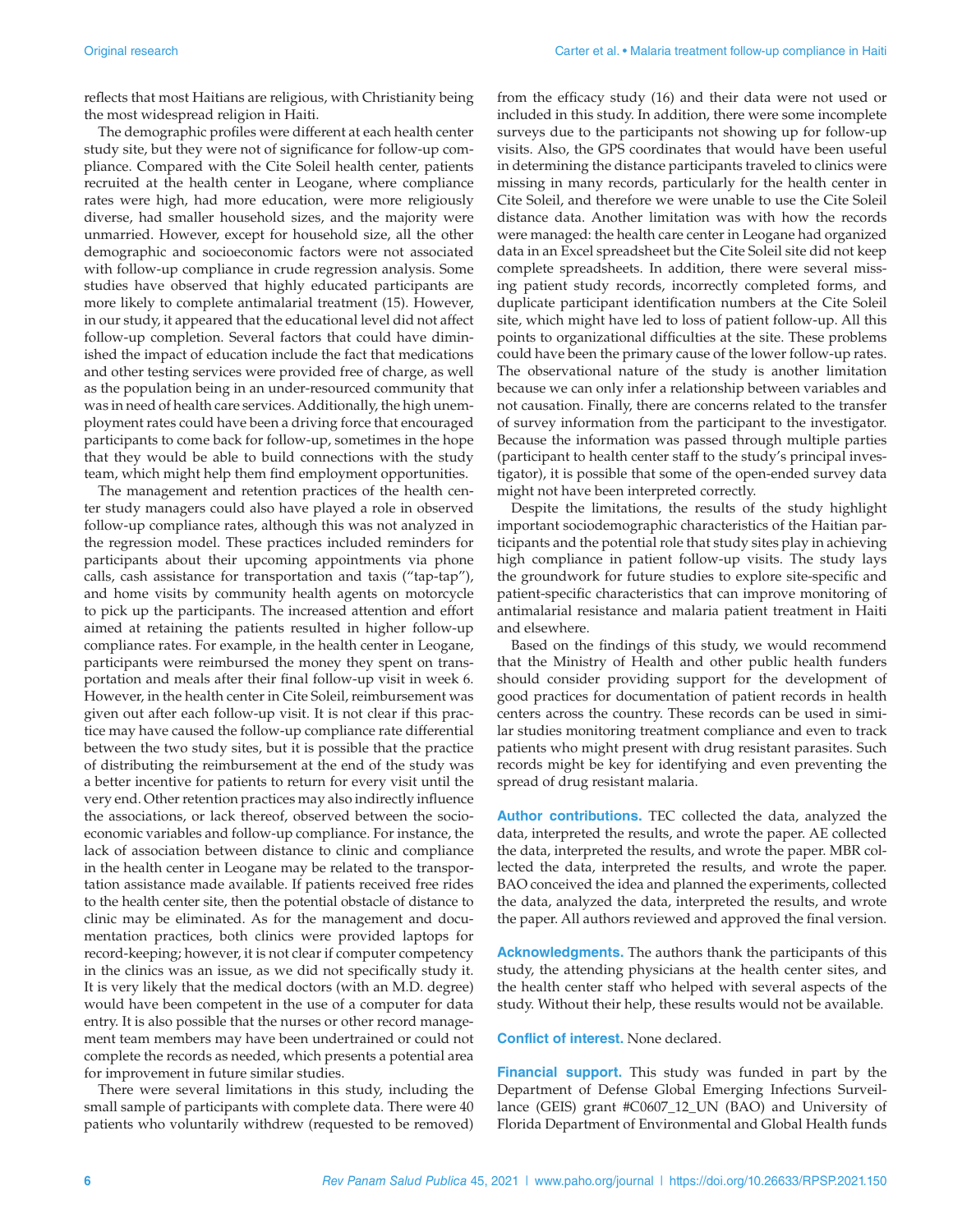reflects that most Haitians are religious, with Christianity being the most widespread religion in Haiti.

The demographic profiles were different at each health center study site, but they were not of significance for follow-up compliance. Compared with the Cite Soleil health center, patients recruited at the health center in Leogane, where compliance rates were high, had more education, were more religiously diverse, had smaller household sizes, and the majority were unmarried. However, except for household size, all the other demographic and socioeconomic factors were not associated with follow-up compliance in crude regression analysis. Some studies have observed that highly educated participants are more likely to complete antimalarial treatment (15). However, in our study, it appeared that the educational level did not affect follow-up completion. Several factors that could have diminished the impact of education include the fact that medications and other testing services were provided free of charge, as well as the population being in an under-resourced community that was in need of health care services. Additionally, the high unemployment rates could have been a driving force that encouraged participants to come back for follow-up, sometimes in the hope that they would be able to build connections with the study team, which might help them find employment opportunities.

The management and retention practices of the health center study managers could also have played a role in observed follow-up compliance rates, although this was not analyzed in the regression model. These practices included reminders for participants about their upcoming appointments via phone calls, cash assistance for transportation and taxis ("tap-tap"), and home visits by community health agents on motorcycle to pick up the participants. The increased attention and effort aimed at retaining the patients resulted in higher follow-up compliance rates. For example, in the health center in Leogane, participants were reimbursed the money they spent on transportation and meals after their final follow-up visit in week 6. However, in the health center in Cite Soleil, reimbursement was given out after each follow-up visit. It is not clear if this practice may have caused the follow-up compliance rate differential between the two study sites, but it is possible that the practice of distributing the reimbursement at the end of the study was a better incentive for patients to return for every visit until the very end. Other retention practices may also indirectly influence the associations, or lack thereof, observed between the socioeconomic variables and follow-up compliance. For instance, the lack of association between distance to clinic and compliance in the health center in Leogane may be related to the transportation assistance made available. If patients received free rides to the health center site, then the potential obstacle of distance to clinic may be eliminated. As for the management and documentation practices, both clinics were provided laptops for record-keeping; however, it is not clear if computer competency in the clinics was an issue, as we did not specifically study it. It is very likely that the medical doctors (with an M.D. degree) would have been competent in the use of a computer for data entry. It is also possible that the nurses or other record management team members may have been undertrained or could not complete the records as needed, which presents a potential area for improvement in future similar studies.

There were several limitations in this study, including the small sample of participants with complete data. There were 40 patients who voluntarily withdrew (requested to be removed) from the efficacy study (16) and their data were not used or included in this study. In addition, there were some incomplete surveys due to the participants not showing up for follow-up visits. Also, the GPS coordinates that would have been useful in determining the distance participants traveled to clinics were missing in many records, particularly for the health center in Cite Soleil, and therefore we were unable to use the Cite Soleil distance data. Another limitation was with how the records were managed: the health care center in Leogane had organized data in an Excel spreadsheet but the Cite Soleil site did not keep complete spreadsheets. In addition, there were several missing patient study records, incorrectly completed forms, and duplicate participant identification numbers at the Cite Soleil site, which might have led to loss of patient follow-up. All this points to organizational difficulties at the site. These problems could have been the primary cause of the lower follow-up rates. The observational nature of the study is another limitation because we can only infer a relationship between variables and not causation. Finally, there are concerns related to the transfer of survey information from the participant to the investigator. Because the information was passed through multiple parties (participant to health center staff to the study's principal investigator), it is possible that some of the open-ended survey data might not have been interpreted correctly.

Despite the limitations, the results of the study highlight important sociodemographic characteristics of the Haitian participants and the potential role that study sites play in achieving high compliance in patient follow-up visits. The study lays the groundwork for future studies to explore site-specific and patient-specific characteristics that can improve monitoring of antimalarial resistance and malaria patient treatment in Haiti and elsewhere.

Based on the findings of this study, we would recommend that the Ministry of Health and other public health funders should consider providing support for the development of good practices for documentation of patient records in health centers across the country. These records can be used in similar studies monitoring treatment compliance and even to track patients who might present with drug resistant parasites. Such records might be key for identifying and even preventing the spread of drug resistant malaria.

**Author contributions.** TEC collected the data, analyzed the data, interpreted the results, and wrote the paper. AE collected the data, interpreted the results, and wrote the paper. MBR collected the data, interpreted the results, and wrote the paper. BAO conceived the idea and planned the experiments, collected the data, analyzed the data, interpreted the results, and wrote the paper. All authors reviewed and approved the final version.

**Acknowledgments.** The authors thank the participants of this study, the attending physicians at the health center sites, and the health center staff who helped with several aspects of the study. Without their help, these results would not be available.

**Conflict of interest.** None declared.

**Financial support.** This study was funded in part by the Department of Defense Global Emerging Infections Surveillance (GEIS) grant #C0607_12_UN (BAO) and University of Florida Department of Environmental and Global Health funds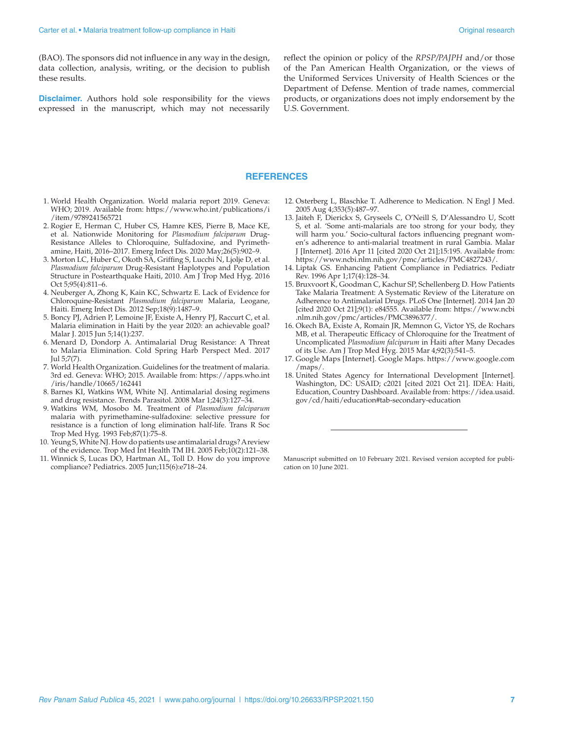(BAO). The sponsors did not influence in any way in the design, data collection, analysis, writing, or the decision to publish these results.

**Disclaimer.** Authors hold sole responsibility for the views expressed in the manuscript, which may not necessarily reflect the opinion or policy of the *RPSP/PAJPH* and/or those of the Pan American Health Organization, or the views of the Uniformed Services University of Health Sciences or the Department of Defense. Mention of trade names, commercial products, or organizations does not imply endorsement by the U.S. Government.

## REFERENCES

1. World Health Organization. World malaria report 2019. Geneva: WHO; 2019. Available from: https://www.who.int/publications/i/item/9789241565721
2. Rogier E, Herman C, Huber CS, Hamre KES, Pierre B, Mace KE, et al. Nationwide Monitoring for *Plasmodium falciparum* Drug-Resistance Alleles to Chloroquine, Sulfadoxine, and Pyrimethamine, Haiti, 2016–2017. Emerg Infect Dis. 2020 May;26(5):902–9.
3. Morton LC, Huber C, Okoth SA, Griffing S, Lucchi N, Ljolje D, et al. *Plasmodium falciparum* Drug-Resistant Haplotypes and Population Structure in Postearthquake Haiti, 2010. Am J Trop Med Hyg. 2016 Oct 5;95(4):811–6.
4. Neuberger A, Zhong K, Kain KC, Schwartz E. Lack of Evidence for Chloroquine-Resistant *Plasmodium falciparum* Malaria, Leogane, Haiti. Emerg Infect Dis. 2012 Sep;18(9):1487–9.
5. Boncy PJ, Adrien P, Lemoine JF, Existe A, Henry PJ, Raccurt C, et al. Malaria elimination in Haiti by the year 2020: an achievable goal? Malar J. 2015 Jun 5;14(1):237.
6. Menard D, Dondorp A. Antimalarial Drug Resistance: A Threat to Malaria Elimination. Cold Spring Harb Perspect Med. 2017 Jul 5;7(7).
7. World Health Organization. Guidelines for the treatment of malaria. 3rd ed. Geneva: WHO; 2015. Available from: https://apps.who.int/iris/handle/10665/162441
8. Barnes KI, Watkins WM, White NJ. Antimalarial dosing regimens and drug resistance. Trends Parasitol. 2008 Mar 1;24(3):127–34.
9. Watkins WM, Mosobo M. Treatment of *Plasmodium falciparum* malaria with pyrimethamine-sulfadoxine: selective pressure for resistance is a function of long elimination half-life. Trans R Soc Trop Med Hyg. 1993 Feb;87(1):75–8.
10. Yeung S, White NJ. How do patients use antimalarial drugs? A review of the evidence. Trop Med Int Health TM IH. 2005 Feb;10(2):121–38.
11. Winnick S, Lucas DO, Hartman AL, Toll D. How do you improve compliance? Pediatrics. 2005 Jun;115(6):e718–24.
12. Osterberg L, Blaschke T. Adherence to Medication. N Engl J Med. 2005 Aug 4;353(5):487–97.
13. Jaiteh F, Dierickx S, Gryseels C, O'Neill S, D'Alessandro U, Scott S, et al. 'Some anti-malarials are too strong for your body, they will harm you.' Socio-cultural factors influencing pregnant women's adherence to anti-malarial treatment in rural Gambia. Malar J [Internet]. 2016 Apr 11 [cited 2020 Oct 21];15:195. Available from: https://www.ncbi.nlm.nih.gov/pmc/articles/PMC4827243/.
14. Liptak GS. Enhancing Patient Compliance in Pediatrics. Pediatr Rev. 1996 Apr 1;17(4):128–34.
15. Bruxvoort K, Goodman C, Kachur SP, Schellenberg D. How Patients Take Malaria Treatment: A Systematic Review of the Literature on Adherence to Antimalarial Drugs. PLoS One [Internet]. 2014 Jan 20 [cited 2020 Oct 21];9(1): e84555. Available from: https://www.ncbi.nlm.nih.gov/pmc/articles/PMC3896377/.
16. Okech BA, Existe A, Romain JR, Memnon G, Victor YS, de Rochars MB, et al. Therapeutic Efficacy of Chloroquine for the Treatment of Uncomplicated *Plasmodium falciparum* in Haiti after Many Decades of its Use. Am J Trop Med Hyg. 2015 Mar 4;92(3):541–5.
17. Google Maps [Internet]. Google Maps. https://www.google.com/maps/.
18. United States Agency for International Development [Internet]. Washington, DC: USAID; c2021 [cited 2021 Oct 21]. IDEA: Haiti, Education, Country Dashboard. Available from: https://idea.usaid.gov/cd/haiti/education#tab-secondary-education

---

Manuscript submitted on 10 February 2021. Revised version accepted for publication on 10 June 2021.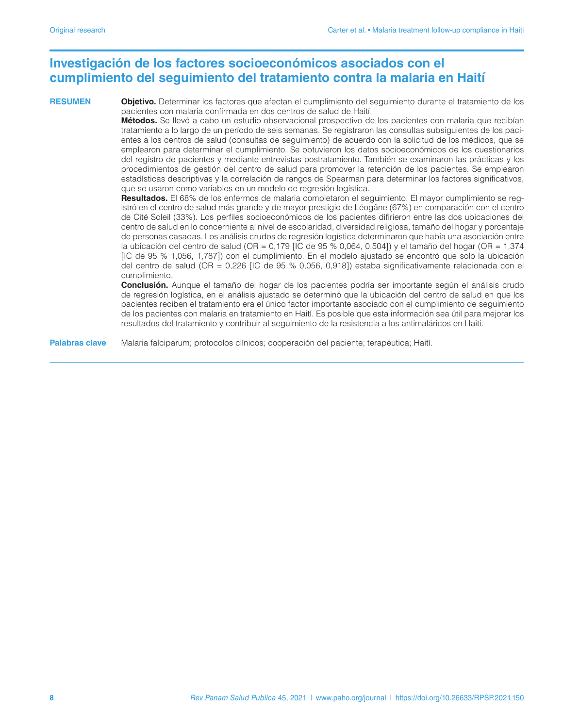# Investigación de los factores socioeconómicos asociados con el cumplimiento del seguimiento del tratamiento contra la malaria en Haití

**RESUMEN**

**Objetivo.** Determinar los factores que afectan el cumplimiento del seguimiento durante el tratamiento de los pacientes con malaria confirmada en dos centros de salud de Haití.

**Métodos.** Se llevó a cabo un estudio observacional prospectivo de los pacientes con malaria que recibían tratamiento a lo largo de un período de seis semanas. Se registraron las consultas subsiguientes de los pacientes a los centros de salud (consultas de seguimiento) de acuerdo con la solicitud de los médicos, que se emplearon para determinar el cumplimiento. Se obtuvieron los datos socioeconómicos de los cuestionarios del registro de pacientes y mediante entrevistas postratamiento. También se examinaron las prácticas y los procedimientos de gestión del centro de salud para promover la retención de los pacientes. Se emplearon estadísticas descriptivas y la correlación de rangos de Spearman para determinar los factores significativos, que se usaron como variables en un modelo de regresión logística.

**Resultados.** El 68% de los enfermos de malaria completaron el seguimiento. El mayor cumplimiento se registró en el centro de salud más grande y de mayor prestigio de Léogâne (67%) en comparación con el centro de Cité Soleil (33%). Los perfiles socioeconómicos de los pacientes difirieron entre las dos ubicaciones del centro de salud en lo concerniente al nivel de escolaridad, diversidad religiosa, tamaño del hogar y porcentaje de personas casadas. Los análisis crudos de regresión logística determinaron que había una asociación entre la ubicación del centro de salud (OR = 0,179 [IC de 95 % 0,064, 0,504]) y el tamaño del hogar (OR = 1,374 [IC de 95 % 1,056, 1,787]) con el cumplimiento. En el modelo ajustado se encontró que solo la ubicación del centro de salud (OR = 0,226 [IC de 95 % 0,056, 0,918]) estaba significativamente relacionada con el cumplimiento.

**Conclusión.** Aunque el tamaño del hogar de los pacientes podría ser importante según el análisis crudo de regresión logística, en el análisis ajustado se determinó que la ubicación del centro de salud en que los pacientes reciben el tratamiento era el único factor importante asociado con el cumplimiento de seguimiento de los pacientes con malaria en tratamiento en Haití. Es posible que esta información sea útil para mejorar los resultados del tratamiento y contribuir al seguimiento de la resistencia a los antimaláricos en Haití.

**Palabras clave** Malaria falciparum; protocolos clínicos; cooperación del paciente; terapéutica; Haití.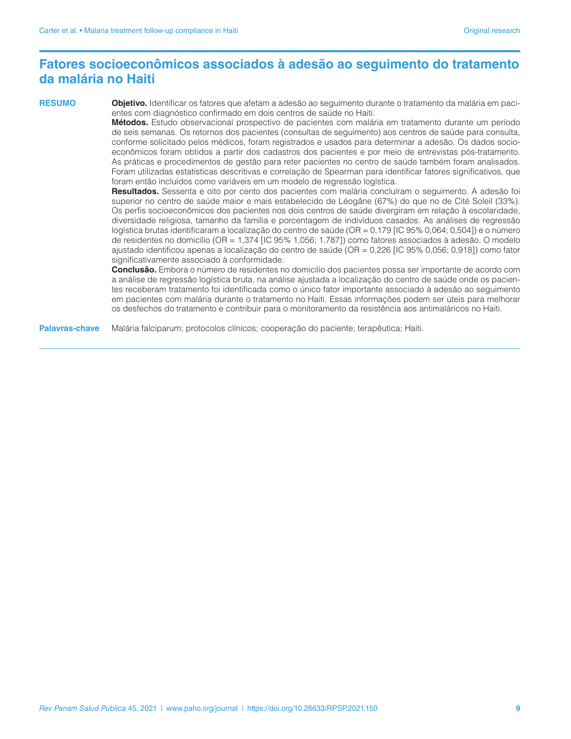# Fatores socioeconômicos associados à adesão ao seguimento do tratamento da malária no Haiti

**RESUMO**

**Objetivo.** Identificar os fatores que afetam a adesão ao seguimento durante o tratamento da malária em pacientes com diagnóstico confirmado em dois centros de saúde no Haiti.

**Métodos.** Estudo observacional prospectivo de pacientes com malária em tratamento durante um período de seis semanas. Os retornos dos pacientes (consultas de seguimento) aos centros de saúde para consulta, conforme solicitado pelos médicos, foram registrados e usados para determinar a adesão. Os dados socioeconômicos foram obtidos a partir dos cadastros dos pacientes e por meio de entrevistas pós-tratamento. As práticas e procedimentos de gestão para reter pacientes no centro de saúde também foram analisados. Foram utilizadas estatísticas descritivas e correlação de Spearman para identificar fatores significativos, que foram então incluídos como variáveis em um modelo de regressão logística.

**Resultados.** Sessenta e oito por cento dos pacientes com malária concluíram o seguimento. A adesão foi superior no centro de saúde maior e mais estabelecido de Léogâne (67%) do que no de Cité Soleil (33%). Os perfis socioeconômicos dos pacientes nos dois centros de saúde divergiram em relação à escolaridade, diversidade religiosa, tamanho da família e porcentagem de indivíduos casados. As análises de regressão logística brutas identificaram a localização do centro de saúde (OR = 0,179 [IC 95% 0,064; 0,504]) e o número de residentes no domicílio (OR = 1,374 [IC 95% 1,056; 1,787]) como fatores associados à adesão. O modelo ajustado identificou apenas a localização do centro de saúde (OR = 0,226 [IC 95% 0,056; 0,918]) como fator significativamente associado à conformidade.

**Conclusão.** Embora o número de residentes no domicílio dos pacientes possa ser importante de acordo com a análise de regressão logística bruta, na análise ajustada a localização do centro de saúde onde os pacientes receberam tratamento foi identificada como o único fator importante associado à adesão ao seguimento em pacientes com malária durante o tratamento no Haiti. Essas informações podem ser úteis para melhorar os desfechos do tratamento e contribuir para o monitoramento da resistência aos antimaláricos no Haiti.

**Palavras-chave** Malária falciparum; protocolos clínicos; cooperação do paciente; terapêutica; Haiti.